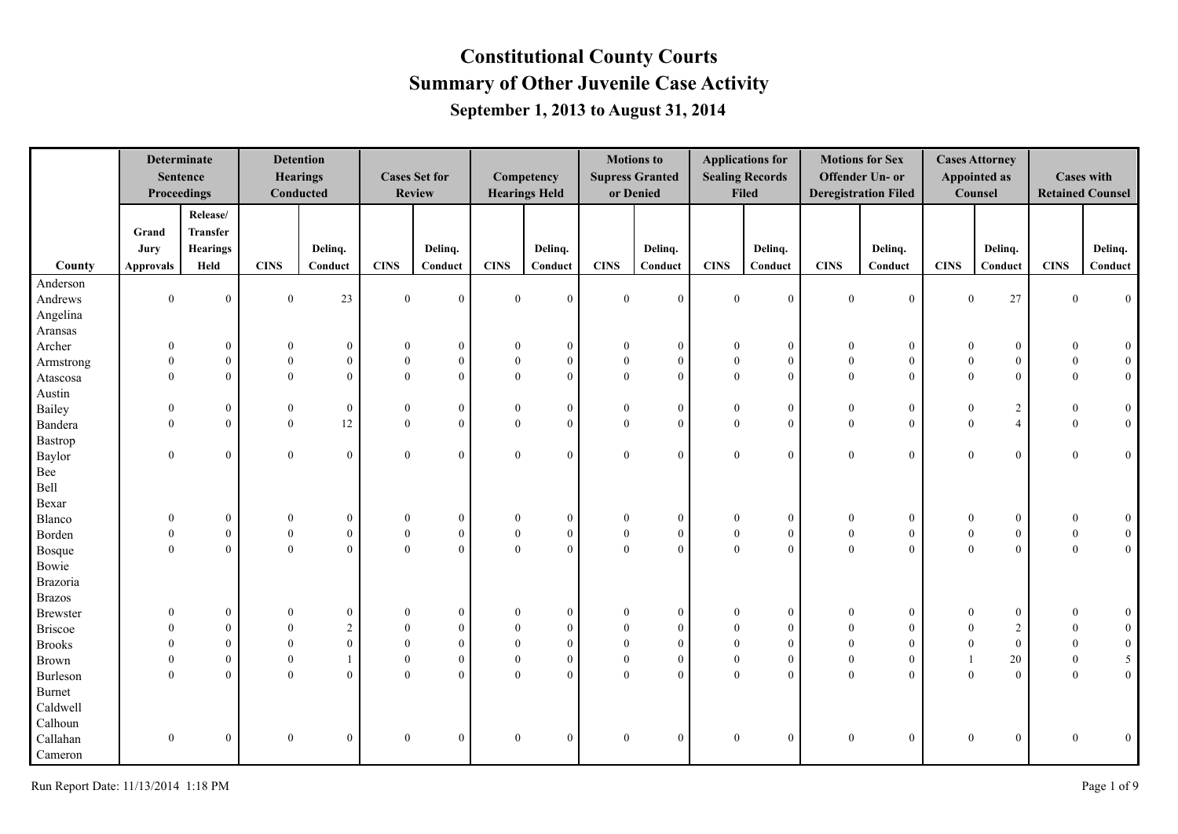# Constitutional County Courts
## Summary of Other Juvenile Case Activity
### September 1, 2013 to August 31, 2014

| County | Determinate Sentence Proceedings | | Detention Hearings Conducted | | Cases Set for Review | | Competency Hearings Held | | Motions to Supress Granted or Denied | | Applications for Sealing Records Filed | | Motions for Sex Offender Un- or Deregistration Filed | | Cases Attorney Appointed as Counsel | | Cases with Retained Counsel | |
|---|---|---|---|---|---|---|---|---|---|---|---|---|---|---|---|---|---|---|
| | Grand Jury Approvals | Release/ Transfer Hearings Held | CINS | Delinq. Conduct | CINS | Delinq. Conduct | CINS | Delinq. Conduct | CINS | Delinq. Conduct | CINS | Delinq. Conduct | CINS | Delinq. Conduct | CINS | Delinq. Conduct | CINS | Delinq. Conduct |
| Anderson | | | | | | | | | | | | | | | | | | |
| Andrews | 0 | 0 | 0 | 23 | 0 | 0 | 0 | 0 | 0 | 0 | 0 | 0 | 0 | 0 | 0 | 27 | 0 | 0 |
| Angelina | | | | | | | | | | | | | | | | | | |
| Aransas | | | | | | | | | | | | | | | | | | |
| Archer | 0 | 0 | 0 | 0 | 0 | 0 | 0 | 0 | 0 | 0 | 0 | 0 | 0 | 0 | 0 | 0 | 0 | 0 |
| Armstrong | 0 | 0 | 0 | 0 | 0 | 0 | 0 | 0 | 0 | 0 | 0 | 0 | 0 | 0 | 0 | 0 | 0 | 0 |
| Atascosa | 0 | 0 | 0 | 0 | 0 | 0 | 0 | 0 | 0 | 0 | 0 | 0 | 0 | 0 | 0 | 0 | 0 | 0 |
| Austin | | | | | | | | | | | | | | | | | | |
| Bailey | 0 | 0 | 0 | 0 | 0 | 0 | 0 | 0 | 0 | 0 | 0 | 0 | 0 | 0 | 0 | 2 | 0 | 0 |
| Bandera | 0 | 0 | 0 | 12 | 0 | 0 | 0 | 0 | 0 | 0 | 0 | 0 | 0 | 0 | 0 | 4 | 0 | 0 |
| Bastrop | | | | | | | | | | | | | | | | | | |
| Baylor | 0 | 0 | 0 | 0 | 0 | 0 | 0 | 0 | 0 | 0 | 0 | 0 | 0 | 0 | 0 | 0 | 0 | 0 |
| Bee | | | | | | | | | | | | | | | | | | |
| Bell | | | | | | | | | | | | | | | | | | |
| Bexar | | | | | | | | | | | | | | | | | | |
| Blanco | 0 | 0 | 0 | 0 | 0 | 0 | 0 | 0 | 0 | 0 | 0 | 0 | 0 | 0 | 0 | 0 | 0 | 0 |
| Borden | 0 | 0 | 0 | 0 | 0 | 0 | 0 | 0 | 0 | 0 | 0 | 0 | 0 | 0 | 0 | 0 | 0 | 0 |
| Bosque | 0 | 0 | 0 | 0 | 0 | 0 | 0 | 0 | 0 | 0 | 0 | 0 | 0 | 0 | 0 | 0 | 0 | 0 |
| Bowie | | | | | | | | | | | | | | | | | | |
| Brazoria | | | | | | | | | | | | | | | | | | |
| Brazos | | | | | | | | | | | | | | | | | | |
| Brewster | 0 | 0 | 0 | 0 | 0 | 0 | 0 | 0 | 0 | 0 | 0 | 0 | 0 | 0 | 0 | 0 | 0 | 0 |
| Briscoe | 0 | 0 | 0 | 2 | 0 | 0 | 0 | 0 | 0 | 0 | 0 | 0 | 0 | 0 | 0 | 2 | 0 | 0 |
| Brooks | 0 | 0 | 0 | 0 | 0 | 0 | 0 | 0 | 0 | 0 | 0 | 0 | 0 | 0 | 0 | 0 | 0 | 0 |
| Brown | 0 | 0 | 0 | 1 | 0 | 0 | 0 | 0 | 0 | 0 | 0 | 0 | 0 | 0 | 1 | 20 | 0 | 5 |
| Burleson | 0 | 0 | 0 | 0 | 0 | 0 | 0 | 0 | 0 | 0 | 0 | 0 | 0 | 0 | 0 | 0 | 0 | 0 |
| Burnet | | | | | | | | | | | | | | | | | | |
| Caldwell | | | | | | | | | | | | | | | | | | |
| Calhoun | | | | | | | | | | | | | | | | | | |
| Callahan | 0 | 0 | 0 | 0 | 0 | 0 | 0 | 0 | 0 | 0 | 0 | 0 | 0 | 0 | 0 | 0 | 0 | 0 |
| Cameron | | | | | | | | | | | | | | | | | | |

Run Report Date: 11/13/2014 1:18 PM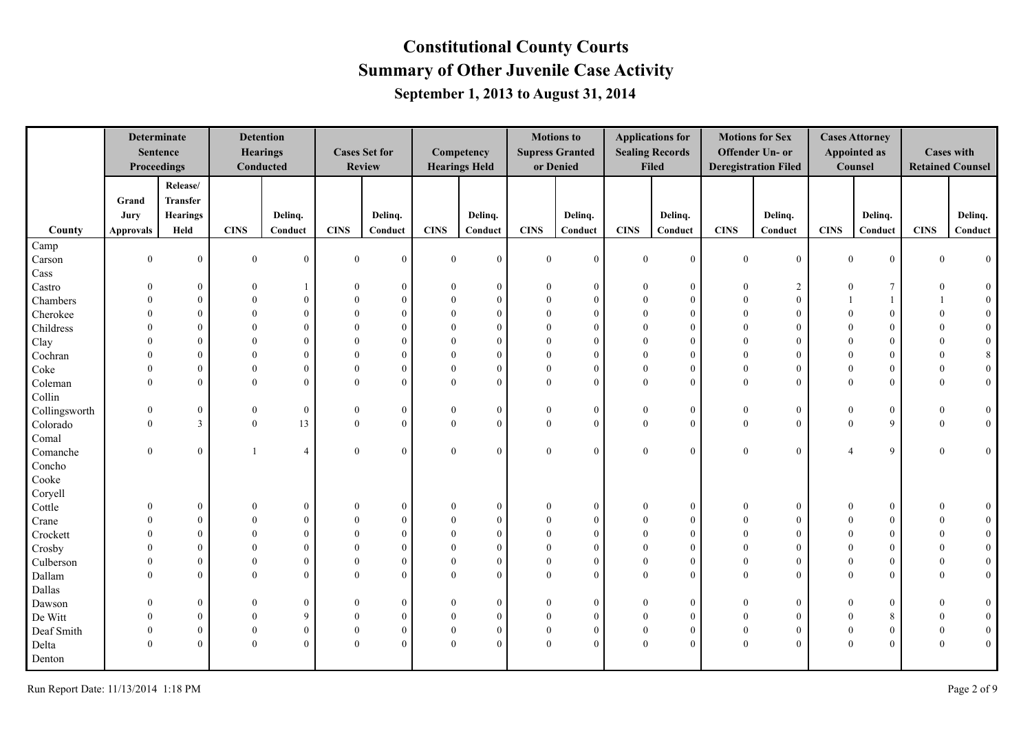# Constitutional County Courts

## Summary of Other Juvenile Case Activity

### September 1, 2013 to August 31, 2014

| County | Determinate Sentence Proceedings | | Detention Hearings Conducted | | Cases Set for Review | | Competency Hearings Held | | Motions to Supress Granted or Denied | | Applications for Sealing Records Filed | | Motions for Sex Offender Un- or Deregistration Filed | | Cases Attorney Appointed as Counsel | | Cases with Retained Counsel | |
|---|---|---|---|---|---|---|---|---|---|---|---|---|---|---|---|---|---|---|
| | Grand Jury Approvals | Release/ Transfer Hearings Held | CINS | Delinq. Conduct | CINS | Delinq. Conduct | CINS | Delinq. Conduct | CINS | Delinq. Conduct | CINS | Delinq. Conduct | CINS | Delinq. Conduct | CINS | Delinq. Conduct | CINS | Delinq. Conduct |
| Camp | | | | | | | | | | | | | | | | | | |
| Carson | 0 | 0 | 0 | 0 | 0 | 0 | 0 | 0 | 0 | 0 | 0 | 0 | 0 | 0 | 0 | 0 | 0 | 0 |
| Cass | | | | | | | | | | | | | | | | | | |
| Castro | 0 | 0 | 0 | 1 | 0 | 0 | 0 | 0 | 0 | 0 | 0 | 0 | 0 | 2 | 0 | 7 | 0 | 0 |
| Chambers | 0 | 0 | 0 | 0 | 0 | 0 | 0 | 0 | 0 | 0 | 0 | 0 | 0 | 0 | 1 | 1 | 1 | 0 |
| Cherokee | 0 | 0 | 0 | 0 | 0 | 0 | 0 | 0 | 0 | 0 | 0 | 0 | 0 | 0 | 0 | 0 | 0 | 0 |
| Childress | 0 | 0 | 0 | 0 | 0 | 0 | 0 | 0 | 0 | 0 | 0 | 0 | 0 | 0 | 0 | 0 | 0 | 0 |
| Clay | 0 | 0 | 0 | 0 | 0 | 0 | 0 | 0 | 0 | 0 | 0 | 0 | 0 | 0 | 0 | 0 | 0 | 0 |
| Cochran | 0 | 0 | 0 | 0 | 0 | 0 | 0 | 0 | 0 | 0 | 0 | 0 | 0 | 0 | 0 | 0 | 0 | 8 |
| Coke | 0 | 0 | 0 | 0 | 0 | 0 | 0 | 0 | 0 | 0 | 0 | 0 | 0 | 0 | 0 | 0 | 0 | 0 |
| Coleman | 0 | 0 | 0 | 0 | 0 | 0 | 0 | 0 | 0 | 0 | 0 | 0 | 0 | 0 | 0 | 0 | 0 | 0 |
| Collin | | | | | | | | | | | | | | | | | | |
| Collingsworth | 0 | 0 | 0 | 0 | 0 | 0 | 0 | 0 | 0 | 0 | 0 | 0 | 0 | 0 | 0 | 0 | 0 | 0 |
| Colorado | 0 | 3 | 0 | 13 | 0 | 0 | 0 | 0 | 0 | 0 | 0 | 0 | 0 | 0 | 0 | 9 | 0 | 0 |
| Comal | | | | | | | | | | | | | | | | | | |
| Comanche | 0 | 0 | 1 | 4 | 0 | 0 | 0 | 0 | 0 | 0 | 0 | 0 | 0 | 0 | 4 | 9 | 0 | 0 |
| Concho | | | | | | | | | | | | | | | | | | |
| Cooke | | | | | | | | | | | | | | | | | | |
| Coryell | | | | | | | | | | | | | | | | | | |
| Cottle | 0 | 0 | 0 | 0 | 0 | 0 | 0 | 0 | 0 | 0 | 0 | 0 | 0 | 0 | 0 | 0 | 0 | 0 |
| Crane | 0 | 0 | 0 | 0 | 0 | 0 | 0 | 0 | 0 | 0 | 0 | 0 | 0 | 0 | 0 | 0 | 0 | 0 |
| Crockett | 0 | 0 | 0 | 0 | 0 | 0 | 0 | 0 | 0 | 0 | 0 | 0 | 0 | 0 | 0 | 0 | 0 | 0 |
| Crosby | 0 | 0 | 0 | 0 | 0 | 0 | 0 | 0 | 0 | 0 | 0 | 0 | 0 | 0 | 0 | 0 | 0 | 0 |
| Culberson | 0 | 0 | 0 | 0 | 0 | 0 | 0 | 0 | 0 | 0 | 0 | 0 | 0 | 0 | 0 | 0 | 0 | 0 |
| Dallam | 0 | 0 | 0 | 0 | 0 | 0 | 0 | 0 | 0 | 0 | 0 | 0 | 0 | 0 | 0 | 0 | 0 | 0 |
| Dallas | | | | | | | | | | | | | | | | | | |
| Dawson | 0 | 0 | 0 | 0 | 0 | 0 | 0 | 0 | 0 | 0 | 0 | 0 | 0 | 0 | 0 | 0 | 0 | 0 |
| De Witt | 0 | 0 | 0 | 9 | 0 | 0 | 0 | 0 | 0 | 0 | 0 | 0 | 0 | 0 | 0 | 8 | 0 | 0 |
| Deaf Smith | 0 | 0 | 0 | 0 | 0 | 0 | 0 | 0 | 0 | 0 | 0 | 0 | 0 | 0 | 0 | 0 | 0 | 0 |
| Delta | 0 | 0 | 0 | 0 | 0 | 0 | 0 | 0 | 0 | 0 | 0 | 0 | 0 | 0 | 0 | 0 | 0 | 0 |
| Denton | | | | | | | | | | | | | | | | | | |

Run Report Date: 11/13/2014 1:18 PM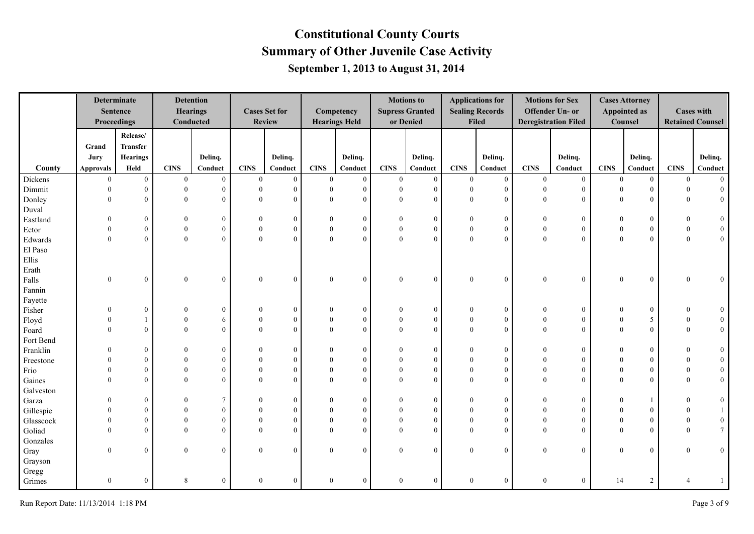# Constitutional County Courts

## Summary of Other Juvenile Case Activity

### September 1, 2013 to August 31, 2014

| | Determinate Sentence Proceedings | | Detention Hearings Conducted | | Cases Set for Review | | Competency Hearings Held | | Motions to Supress Granted or Denied | | Applications for Sealing Records Filed | | Motions for Sex Offender Un- or Deregistration Filed | | Cases Attorney Appointed as Counsel | | Cases with Retained Counsel | |
|---|---|---|---|---|---|---|---|---|---|---|---|---|---|---|---|---|---|---|
| County | Grand Jury Approvals | Release/ Transfer Hearings Held | CINS | Delinq. Conduct | CINS | Delinq. Conduct | CINS | Delinq. Conduct | CINS | Delinq. Conduct | CINS | Delinq. Conduct | CINS | Delinq. Conduct | CINS | Delinq. Conduct | CINS | Delinq. Conduct |
| Dickens | 0 | 0 | 0 | 0 | 0 | 0 | 0 | 0 | 0 | 0 | 0 | 0 | 0 | 0 | 0 | 0 | 0 | 0 |
| Dimmit | 0 | 0 | 0 | 0 | 0 | 0 | 0 | 0 | 0 | 0 | 0 | 0 | 0 | 0 | 0 | 0 | 0 | 0 |
| Donley | 0 | 0 | 0 | 0 | 0 | 0 | 0 | 0 | 0 | 0 | 0 | 0 | 0 | 0 | 0 | 0 | 0 | 0 |
| Duval | | | | | | | | | | | | | | | | | | |
| Eastland | 0 | 0 | 0 | 0 | 0 | 0 | 0 | 0 | 0 | 0 | 0 | 0 | 0 | 0 | 0 | 0 | 0 | 0 |
| Ector | 0 | 0 | 0 | 0 | 0 | 0 | 0 | 0 | 0 | 0 | 0 | 0 | 0 | 0 | 0 | 0 | 0 | 0 |
| Edwards | 0 | 0 | 0 | 0 | 0 | 0 | 0 | 0 | 0 | 0 | 0 | 0 | 0 | 0 | 0 | 0 | 0 | 0 |
| El Paso | | | | | | | | | | | | | | | | | | |
| Ellis | | | | | | | | | | | | | | | | | | |
| Erath | | | | | | | | | | | | | | | | | | |
| Falls | 0 | 0 | 0 | 0 | 0 | 0 | 0 | 0 | 0 | 0 | 0 | 0 | 0 | 0 | 0 | 0 | 0 | 0 |
| Fannin | | | | | | | | | | | | | | | | | | |
| Fayette | | | | | | | | | | | | | | | | | | |
| Fisher | 0 | 0 | 0 | 0 | 0 | 0 | 0 | 0 | 0 | 0 | 0 | 0 | 0 | 0 | 0 | 0 | 0 | 0 |
| Floyd | 0 | 1 | 0 | 6 | 0 | 0 | 0 | 0 | 0 | 0 | 0 | 0 | 0 | 0 | 0 | 5 | 0 | 0 |
| Foard | 0 | 0 | 0 | 0 | 0 | 0 | 0 | 0 | 0 | 0 | 0 | 0 | 0 | 0 | 0 | 0 | 0 | 0 |
| Fort Bend | | | | | | | | | | | | | | | | | | |
| Franklin | 0 | 0 | 0 | 0 | 0 | 0 | 0 | 0 | 0 | 0 | 0 | 0 | 0 | 0 | 0 | 0 | 0 | 0 |
| Freestone | 0 | 0 | 0 | 0 | 0 | 0 | 0 | 0 | 0 | 0 | 0 | 0 | 0 | 0 | 0 | 0 | 0 | 0 |
| Frio | 0 | 0 | 0 | 0 | 0 | 0 | 0 | 0 | 0 | 0 | 0 | 0 | 0 | 0 | 0 | 0 | 0 | 0 |
| Gaines | 0 | 0 | 0 | 0 | 0 | 0 | 0 | 0 | 0 | 0 | 0 | 0 | 0 | 0 | 0 | 0 | 0 | 0 |
| Galveston | | | | | | | | | | | | | | | | | | |
| Garza | 0 | 0 | 0 | 7 | 0 | 0 | 0 | 0 | 0 | 0 | 0 | 0 | 0 | 0 | 0 | 1 | 0 | 0 |
| Gillespie | 0 | 0 | 0 | 0 | 0 | 0 | 0 | 0 | 0 | 0 | 0 | 0 | 0 | 0 | 0 | 0 | 0 | 1 |
| Glasscock | 0 | 0 | 0 | 0 | 0 | 0 | 0 | 0 | 0 | 0 | 0 | 0 | 0 | 0 | 0 | 0 | 0 | 0 |
| Goliad | 0 | 0 | 0 | 0 | 0 | 0 | 0 | 0 | 0 | 0 | 0 | 0 | 0 | 0 | 0 | 0 | 0 | 7 |
| Gonzales | | | | | | | | | | | | | | | | | | |
| Gray | 0 | 0 | 0 | 0 | 0 | 0 | 0 | 0 | 0 | 0 | 0 | 0 | 0 | 0 | 0 | 0 | 0 | 0 |
| Grayson | | | | | | | | | | | | | | | | | | |
| Gregg | | | | | | | | | | | | | | | | | | |
| Grimes | 0 | 0 | 8 | 0 | 0 | 0 | 0 | 0 | 0 | 0 | 0 | 0 | 0 | 0 | 14 | 2 | 4 | 1 |

Run Report Date: 11/13/2014 1:18 PM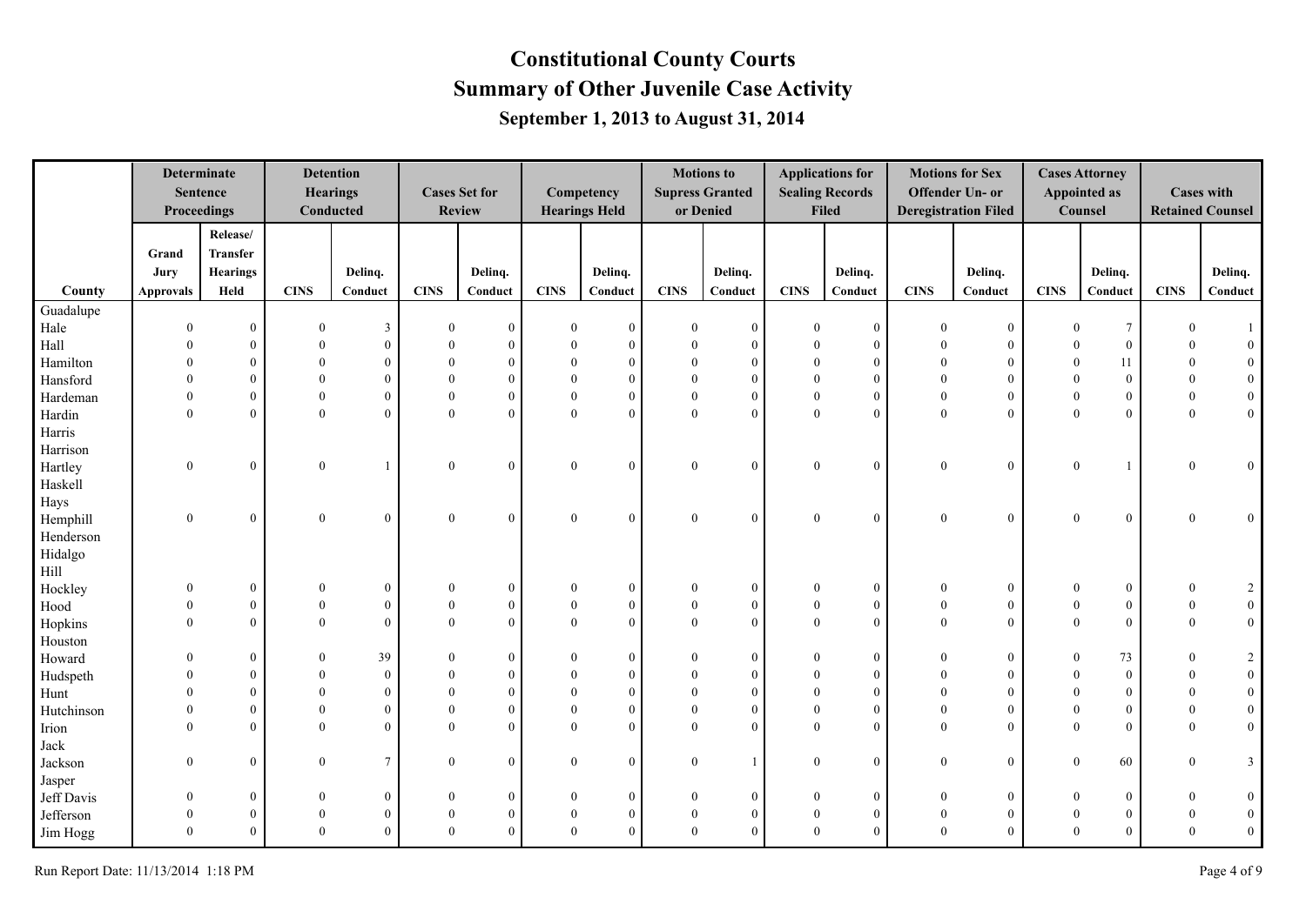# Constitutional County Courts

## Summary of Other Juvenile Case Activity

### September 1, 2013 to August 31, 2014

| County | Determinate Sentence Proceedings | | Detention Hearings Conducted | | Cases Set for Review | | Competency Hearings Held | | Motions to Suppress Granted or Denied | | Applications for Sealing Records Filed | | Motions for Sex Offender Un- or Deregistration Filed | | Cases Attorney Appointed as Counsel | | Cases with Retained Counsel | |
|---|---|---|---|---|---|---|---|---|---|---|---|---|---|---|---|---|---|---|
| | Grand Jury Approvals | Release/ Transfer Hearings Held | CINS | Delinq. Conduct | CINS | Delinq. Conduct | CINS | Delinq. Conduct | CINS | Delinq. Conduct | CINS | Delinq. Conduct | CINS | Delinq. Conduct | CINS | Delinq. Conduct | CINS | Delinq. Conduct |
| Guadalupe | | | | | | | | | | | | | | | | | | |
| Hale | 0 | 0 | 0 | 3 | 0 | 0 | 0 | 0 | 0 | 0 | 0 | 0 | 0 | 0 | 0 | 7 | 0 | 1 |
| Hall | 0 | 0 | 0 | 0 | 0 | 0 | 0 | 0 | 0 | 0 | 0 | 0 | 0 | 0 | 0 | 0 | 0 | 0 |
| Hamilton | 0 | 0 | 0 | 0 | 0 | 0 | 0 | 0 | 0 | 0 | 0 | 0 | 0 | 0 | 0 | 11 | 0 | 0 |
| Hansford | 0 | 0 | 0 | 0 | 0 | 0 | 0 | 0 | 0 | 0 | 0 | 0 | 0 | 0 | 0 | 0 | 0 | 0 |
| Hardeman | 0 | 0 | 0 | 0 | 0 | 0 | 0 | 0 | 0 | 0 | 0 | 0 | 0 | 0 | 0 | 0 | 0 | 0 |
| Hardin | 0 | 0 | 0 | 0 | 0 | 0 | 0 | 0 | 0 | 0 | 0 | 0 | 0 | 0 | 0 | 0 | 0 | 0 |
| Harris | | | | | | | | | | | | | | | | | | |
| Harrison | | | | | | | | | | | | | | | | | | |
| Hartley | 0 | 0 | 0 | 1 | 0 | 0 | 0 | 0 | 0 | 0 | 0 | 0 | 0 | 0 | 0 | 1 | 0 | 0 |
| Haskell | | | | | | | | | | | | | | | | | | |
| Hays | | | | | | | | | | | | | | | | | | |
| Hemphill | 0 | 0 | 0 | 0 | 0 | 0 | 0 | 0 | 0 | 0 | 0 | 0 | 0 | 0 | 0 | 0 | 0 | 0 |
| Henderson | | | | | | | | | | | | | | | | | | |
| Hidalgo | | | | | | | | | | | | | | | | | | |
| Hill | | | | | | | | | | | | | | | | | | |
| Hockley | 0 | 0 | 0 | 0 | 0 | 0 | 0 | 0 | 0 | 0 | 0 | 0 | 0 | 0 | 0 | 0 | 0 | 2 |
| Hood | 0 | 0 | 0 | 0 | 0 | 0 | 0 | 0 | 0 | 0 | 0 | 0 | 0 | 0 | 0 | 0 | 0 | 0 |
| Hopkins | 0 | 0 | 0 | 0 | 0 | 0 | 0 | 0 | 0 | 0 | 0 | 0 | 0 | 0 | 0 | 0 | 0 | 0 |
| Houston | | | | | | | | | | | | | | | | | | |
| Howard | 0 | 0 | 0 | 39 | 0 | 0 | 0 | 0 | 0 | 0 | 0 | 0 | 0 | 0 | 0 | 73 | 0 | 2 |
| Hudspeth | 0 | 0 | 0 | 0 | 0 | 0 | 0 | 0 | 0 | 0 | 0 | 0 | 0 | 0 | 0 | 0 | 0 | 0 |
| Hunt | 0 | 0 | 0 | 0 | 0 | 0 | 0 | 0 | 0 | 0 | 0 | 0 | 0 | 0 | 0 | 0 | 0 | 0 |
| Hutchinson | 0 | 0 | 0 | 0 | 0 | 0 | 0 | 0 | 0 | 0 | 0 | 0 | 0 | 0 | 0 | 0 | 0 | 0 |
| Irion | 0 | 0 | 0 | 0 | 0 | 0 | 0 | 0 | 0 | 0 | 0 | 0 | 0 | 0 | 0 | 0 | 0 | 0 |
| Jack | | | | | | | | | | | | | | | | | | |
| Jackson | 0 | 0 | 0 | 7 | 0 | 0 | 0 | 0 | 0 | 1 | 0 | 0 | 0 | 0 | 0 | 60 | 0 | 3 |
| Jasper | | | | | | | | | | | | | | | | | | |
| Jeff Davis | 0 | 0 | 0 | 0 | 0 | 0 | 0 | 0 | 0 | 0 | 0 | 0 | 0 | 0 | 0 | 0 | 0 | 0 |
| Jefferson | 0 | 0 | 0 | 0 | 0 | 0 | 0 | 0 | 0 | 0 | 0 | 0 | 0 | 0 | 0 | 0 | 0 | 0 |
| Jim Hogg | 0 | 0 | 0 | 0 | 0 | 0 | 0 | 0 | 0 | 0 | 0 | 0 | 0 | 0 | 0 | 0 | 0 | 0 |

Run Report Date: 11/13/2014 1:18 PM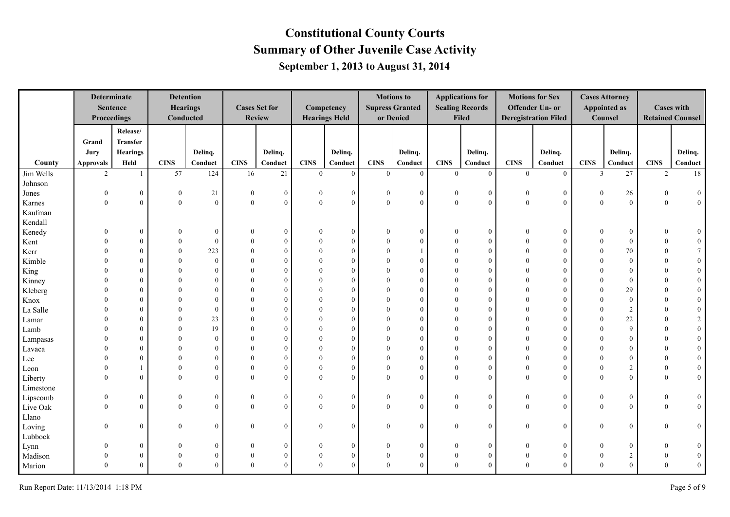# Constitutional County Courts

## Summary of Other Juvenile Case Activity

### September 1, 2013 to August 31, 2014

| County | Determinate Sentence Proceedings | | Detention Hearings Conducted | | Cases Set for Review | | Competency Hearings Held | | Motions to Supress Granted or Denied | | Applications for Sealing Records Filed | | Motions for Sex Offender Un- or Deregistration Filed | | Cases Attorney Appointed as Counsel | | Cases with Retained Counsel | |
|---|---|---|---|---|---|---|---|---|---|---|---|---|---|---|---|---|---|---|
| | Grand Jury Approvals | Release/ Transfer Hearings Held | CINS | Delinq. Conduct | CINS | Delinq. Conduct | CINS | Delinq. Conduct | CINS | Delinq. Conduct | CINS | Delinq. Conduct | CINS | Delinq. Conduct | CINS | Delinq. Conduct | CINS | Delinq. Conduct |
| Jim Wells | 2 | 1 | 57 | 124 | 16 | 21 | 0 | 0 | 0 | 0 | 0 | 0 | 0 | 0 | 3 | 27 | 2 | 18 |
| Johnson | | | | | | | | | | | | | | | | | | |
| Jones | 0 | 0 | 0 | 21 | 0 | 0 | 0 | 0 | 0 | 0 | 0 | 0 | 0 | 0 | 0 | 26 | 0 | 0 |
| Karnes | 0 | 0 | 0 | 0 | 0 | 0 | 0 | 0 | 0 | 0 | 0 | 0 | 0 | 0 | 0 | 0 | 0 | 0 |
| Kaufman | | | | | | | | | | | | | | | | | | |
| Kendall | | | | | | | | | | | | | | | | | | |
| Kenedy | 0 | 0 | 0 | 0 | 0 | 0 | 0 | 0 | 0 | 0 | 0 | 0 | 0 | 0 | 0 | 0 | 0 | 0 |
| Kent | 0 | 0 | 0 | 0 | 0 | 0 | 0 | 0 | 0 | 0 | 0 | 0 | 0 | 0 | 0 | 0 | 0 | 0 |
| Kerr | 0 | 0 | 0 | 223 | 0 | 0 | 0 | 0 | 0 | 1 | 0 | 0 | 0 | 0 | 0 | 70 | 0 | 7 |
| Kimble | 0 | 0 | 0 | 0 | 0 | 0 | 0 | 0 | 0 | 0 | 0 | 0 | 0 | 0 | 0 | 0 | 0 | 0 |
| King | 0 | 0 | 0 | 0 | 0 | 0 | 0 | 0 | 0 | 0 | 0 | 0 | 0 | 0 | 0 | 0 | 0 | 0 |
| Kinney | 0 | 0 | 0 | 0 | 0 | 0 | 0 | 0 | 0 | 0 | 0 | 0 | 0 | 0 | 0 | 0 | 0 | 0 |
| Kleberg | 0 | 0 | 0 | 0 | 0 | 0 | 0 | 0 | 0 | 0 | 0 | 0 | 0 | 0 | 0 | 29 | 0 | 0 |
| Knox | 0 | 0 | 0 | 0 | 0 | 0 | 0 | 0 | 0 | 0 | 0 | 0 | 0 | 0 | 0 | 0 | 0 | 0 |
| La Salle | 0 | 0 | 0 | 0 | 0 | 0 | 0 | 0 | 0 | 0 | 0 | 0 | 0 | 0 | 0 | 2 | 0 | 0 |
| Lamar | 0 | 0 | 0 | 23 | 0 | 0 | 0 | 0 | 0 | 0 | 0 | 0 | 0 | 0 | 0 | 22 | 0 | 2 |
| Lamb | 0 | 0 | 0 | 19 | 0 | 0 | 0 | 0 | 0 | 0 | 0 | 0 | 0 | 0 | 0 | 9 | 0 | 0 |
| Lampasas | 0 | 0 | 0 | 0 | 0 | 0 | 0 | 0 | 0 | 0 | 0 | 0 | 0 | 0 | 0 | 0 | 0 | 0 |
| Lavaca | 0 | 0 | 0 | 0 | 0 | 0 | 0 | 0 | 0 | 0 | 0 | 0 | 0 | 0 | 0 | 0 | 0 | 0 |
| Lee | 0 | 0 | 0 | 0 | 0 | 0 | 0 | 0 | 0 | 0 | 0 | 0 | 0 | 0 | 0 | 0 | 0 | 0 |
| Leon | 0 | 1 | 0 | 0 | 0 | 0 | 0 | 0 | 0 | 0 | 0 | 0 | 0 | 0 | 0 | 2 | 0 | 0 |
| Liberty | 0 | 0 | 0 | 0 | 0 | 0 | 0 | 0 | 0 | 0 | 0 | 0 | 0 | 0 | 0 | 0 | 0 | 0 |
| Limestone | | | | | | | | | | | | | | | | | | |
| Lipscomb | 0 | 0 | 0 | 0 | 0 | 0 | 0 | 0 | 0 | 0 | 0 | 0 | 0 | 0 | 0 | 0 | 0 | 0 |
| Live Oak | 0 | 0 | 0 | 0 | 0 | 0 | 0 | 0 | 0 | 0 | 0 | 0 | 0 | 0 | 0 | 0 | 0 | 0 |
| Llano | | | | | | | | | | | | | | | | | | |
| Loving | 0 | 0 | 0 | 0 | 0 | 0 | 0 | 0 | 0 | 0 | 0 | 0 | 0 | 0 | 0 | 0 | 0 | 0 |
| Lubbock | | | | | | | | | | | | | | | | | | |
| Lynn | 0 | 0 | 0 | 0 | 0 | 0 | 0 | 0 | 0 | 0 | 0 | 0 | 0 | 0 | 0 | 0 | 0 | 0 |
| Madison | 0 | 0 | 0 | 0 | 0 | 0 | 0 | 0 | 0 | 0 | 0 | 0 | 0 | 0 | 0 | 2 | 0 | 0 |
| Marion | 0 | 0 | 0 | 0 | 0 | 0 | 0 | 0 | 0 | 0 | 0 | 0 | 0 | 0 | 0 | 0 | 0 | 0 |

Run Report Date: 11/13/2014 1:18 PM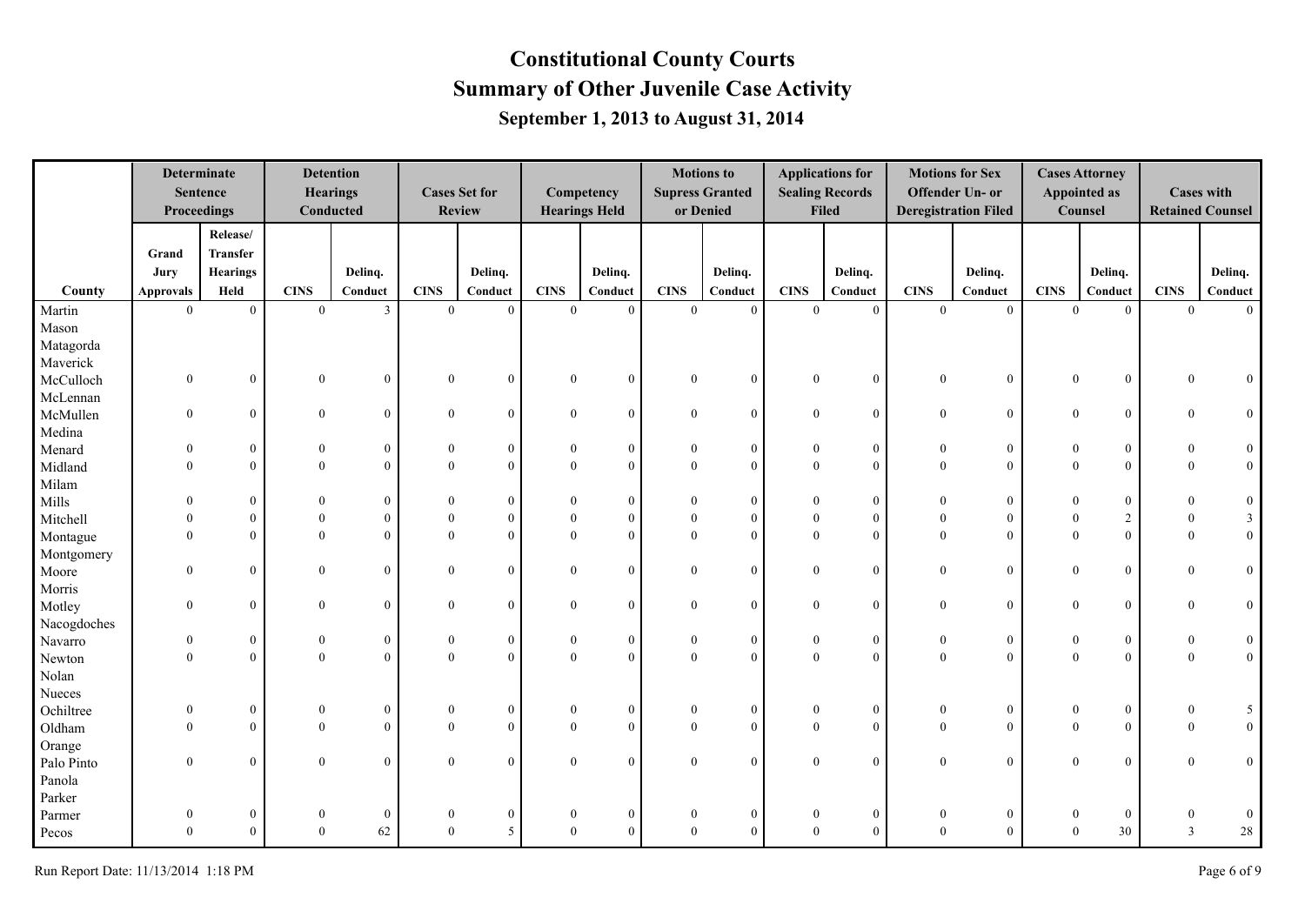# Constitutional County Courts

## Summary of Other Juvenile Case Activity

### September 1, 2013 to August 31, 2014

| County | Determinate Sentence Proceedings | | Detention Hearings Conducted | | Cases Set for Review | | Competency Hearings Held | | Motions to Suppress Granted or Denied | | Applications for Sealing Records Filed | | Motions for Sex Offender Un- or Deregistration Filed | | Cases Attorney Appointed as Counsel | | Cases with Retained Counsel | |
|---|---|---|---|---|---|---|---|---|---|---|---|---|---|---|---|---|---|---|
| | Grand Jury Approvals | Release/ Transfer Hearings Held | CINS | Delinq. Conduct | CINS | Delinq. Conduct | CINS | Delinq. Conduct | CINS | Delinq. Conduct | CINS | Delinq. Conduct | CINS | Delinq. Conduct | CINS | Delinq. Conduct | CINS | Delinq. Conduct |
| Martin | 0 | 0 | 0 | 3 | 0 | 0 | 0 | 0 | 0 | 0 | 0 | 0 | 0 | 0 | 0 | 0 | 0 | 0 |
| Mason | | | | | | | | | | | | | | | | | | |
| Matagorda | | | | | | | | | | | | | | | | | | |
| Maverick | | | | | | | | | | | | | | | | | | |
| McCulloch | 0 | 0 | 0 | 0 | 0 | 0 | 0 | 0 | 0 | 0 | 0 | 0 | 0 | 0 | 0 | 0 | 0 | 0 |
| McLennan | | | | | | | | | | | | | | | | | | |
| McMullen | 0 | 0 | 0 | 0 | 0 | 0 | 0 | 0 | 0 | 0 | 0 | 0 | 0 | 0 | 0 | 0 | 0 | 0 |
| Medina | | | | | | | | | | | | | | | | | | |
| Menard | 0 | 0 | 0 | 0 | 0 | 0 | 0 | 0 | 0 | 0 | 0 | 0 | 0 | 0 | 0 | 0 | 0 | 0 |
| Midland | 0 | 0 | 0 | 0 | 0 | 0 | 0 | 0 | 0 | 0 | 0 | 0 | 0 | 0 | 0 | 0 | 0 | 0 |
| Milam | | | | | | | | | | | | | | | | | | |
| Mills | 0 | 0 | 0 | 0 | 0 | 0 | 0 | 0 | 0 | 0 | 0 | 0 | 0 | 0 | 0 | 0 | 0 | 0 |
| Mitchell | 0 | 0 | 0 | 0 | 0 | 0 | 0 | 0 | 0 | 0 | 0 | 0 | 0 | 0 | 0 | 2 | 0 | 3 |
| Montague | 0 | 0 | 0 | 0 | 0 | 0 | 0 | 0 | 0 | 0 | 0 | 0 | 0 | 0 | 0 | 0 | 0 | 0 |
| Montgomery | | | | | | | | | | | | | | | | | | |
| Moore | 0 | 0 | 0 | 0 | 0 | 0 | 0 | 0 | 0 | 0 | 0 | 0 | 0 | 0 | 0 | 0 | 0 | 0 |
| Morris | | | | | | | | | | | | | | | | | | |
| Motley | 0 | 0 | 0 | 0 | 0 | 0 | 0 | 0 | 0 | 0 | 0 | 0 | 0 | 0 | 0 | 0 | 0 | 0 |
| Nacogdoches | | | | | | | | | | | | | | | | | | |
| Navarro | 0 | 0 | 0 | 0 | 0 | 0 | 0 | 0 | 0 | 0 | 0 | 0 | 0 | 0 | 0 | 0 | 0 | 0 |
| Newton | 0 | 0 | 0 | 0 | 0 | 0 | 0 | 0 | 0 | 0 | 0 | 0 | 0 | 0 | 0 | 0 | 0 | 0 |
| Nolan | | | | | | | | | | | | | | | | | | |
| Nueces | | | | | | | | | | | | | | | | | | |
| Ochiltree | 0 | 0 | 0 | 0 | 0 | 0 | 0 | 0 | 0 | 0 | 0 | 0 | 0 | 0 | 0 | 0 | 0 | 5 |
| Oldham | 0 | 0 | 0 | 0 | 0 | 0 | 0 | 0 | 0 | 0 | 0 | 0 | 0 | 0 | 0 | 0 | 0 | 0 |
| Orange | | | | | | | | | | | | | | | | | | |
| Palo Pinto | 0 | 0 | 0 | 0 | 0 | 0 | 0 | 0 | 0 | 0 | 0 | 0 | 0 | 0 | 0 | 0 | 0 | 0 |
| Panola | | | | | | | | | | | | | | | | | | |
| Parker | | | | | | | | | | | | | | | | | | |
| Parmer | 0 | 0 | 0 | 0 | 0 | 0 | 0 | 0 | 0 | 0 | 0 | 0 | 0 | 0 | 0 | 0 | 0 | 0 |
| Pecos | 0 | 0 | 0 | 62 | 0 | 5 | 0 | 0 | 0 | 0 | 0 | 0 | 0 | 0 | 0 | 30 | 3 | 28 |

Run Report Date: 11/13/2014 1:18 PM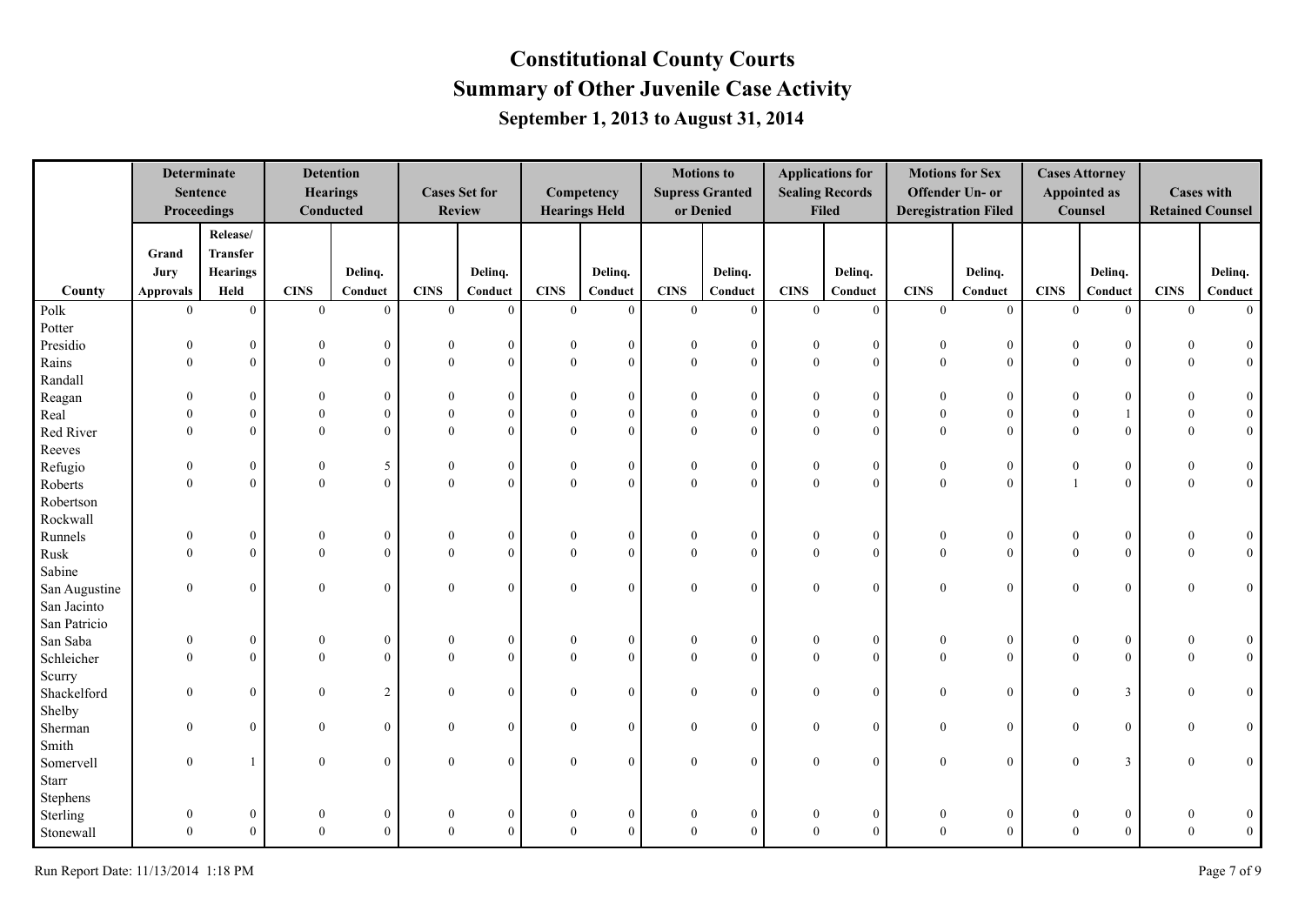# Constitutional County Courts

## Summary of Other Juvenile Case Activity

### September 1, 2013 to August 31, 2014

| County | Determinate Sentence Proceedings | | Detention Hearings Conducted | | Cases Set for Review | | Competency Hearings Held | | Motions to Suppress Granted or Denied | | Applications for Sealing Records Filed | | Motions for Sex Offender Un- or Deregistration Filed | | Cases Attorney Appointed as Counsel | | Cases with Retained Counsel | |
|---|---|---|---|---|---|---|---|---|---|---|---|---|---|---|---|---|---|---|
| | Grand Jury Approvals | Release/ Transfer Hearings Held | CINS | Delinq. Conduct | CINS | Delinq. Conduct | CINS | Delinq. Conduct | CINS | Delinq. Conduct | CINS | Delinq. Conduct | CINS | Delinq. Conduct | CINS | Delinq. Conduct | CINS | Delinq. Conduct |
| Polk | 0 | 0 | 0 | 0 | 0 | 0 | 0 | 0 | 0 | 0 | 0 | 0 | 0 | 0 | 0 | 0 | 0 | 0 |
| Potter | | | | | | | | | | | | | | | | | | |
| Presidio | 0 | 0 | 0 | 0 | 0 | 0 | 0 | 0 | 0 | 0 | 0 | 0 | 0 | 0 | 0 | 0 | 0 | 0 |
| Rains | 0 | 0 | 0 | 0 | 0 | 0 | 0 | 0 | 0 | 0 | 0 | 0 | 0 | 0 | 0 | 0 | 0 | 0 |
| Randall | | | | | | | | | | | | | | | | | | |
| Reagan | 0 | 0 | 0 | 0 | 0 | 0 | 0 | 0 | 0 | 0 | 0 | 0 | 0 | 0 | 0 | 0 | 0 | 0 |
| Real | 0 | 0 | 0 | 0 | 0 | 0 | 0 | 0 | 0 | 0 | 0 | 0 | 0 | 0 | 0 | 1 | 0 | 0 |
| Red River | 0 | 0 | 0 | 0 | 0 | 0 | 0 | 0 | 0 | 0 | 0 | 0 | 0 | 0 | 0 | 0 | 0 | 0 |
| Reeves | | | | | | | | | | | | | | | | | | |
| Refugio | 0 | 0 | 0 | 5 | 0 | 0 | 0 | 0 | 0 | 0 | 0 | 0 | 0 | 0 | 0 | 0 | 0 | 0 |
| Roberts | 0 | 0 | 0 | 0 | 0 | 0 | 0 | 0 | 0 | 0 | 0 | 0 | 0 | 0 | 1 | 0 | 0 | 0 |
| Robertson | | | | | | | | | | | | | | | | | | |
| Rockwall | | | | | | | | | | | | | | | | | | |
| Runnels | 0 | 0 | 0 | 0 | 0 | 0 | 0 | 0 | 0 | 0 | 0 | 0 | 0 | 0 | 0 | 0 | 0 | 0 |
| Rusk | 0 | 0 | 0 | 0 | 0 | 0 | 0 | 0 | 0 | 0 | 0 | 0 | 0 | 0 | 0 | 0 | 0 | 0 |
| Sabine | | | | | | | | | | | | | | | | | | |
| San Augustine | 0 | 0 | 0 | 0 | 0 | 0 | 0 | 0 | 0 | 0 | 0 | 0 | 0 | 0 | 0 | 0 | 0 | 0 |
| San Jacinto | | | | | | | | | | | | | | | | | | |
| San Patricio | | | | | | | | | | | | | | | | | | |
| San Saba | 0 | 0 | 0 | 0 | 0 | 0 | 0 | 0 | 0 | 0 | 0 | 0 | 0 | 0 | 0 | 0 | 0 | 0 |
| Schleicher | 0 | 0 | 0 | 0 | 0 | 0 | 0 | 0 | 0 | 0 | 0 | 0 | 0 | 0 | 0 | 0 | 0 | 0 |
| Scurry | | | | | | | | | | | | | | | | | | |
| Shackelford | 0 | 0 | 0 | 2 | 0 | 0 | 0 | 0 | 0 | 0 | 0 | 0 | 0 | 0 | 0 | 3 | 0 | 0 |
| Shelby | | | | | | | | | | | | | | | | | | |
| Sherman | 0 | 0 | 0 | 0 | 0 | 0 | 0 | 0 | 0 | 0 | 0 | 0 | 0 | 0 | 0 | 0 | 0 | 0 |
| Smith | | | | | | | | | | | | | | | | | | |
| Somervell | 0 | 1 | 0 | 0 | 0 | 0 | 0 | 0 | 0 | 0 | 0 | 0 | 0 | 0 | 0 | 3 | 0 | 0 |
| Starr | | | | | | | | | | | | | | | | | | |
| Stephens | | | | | | | | | | | | | | | | | | |
| Sterling | 0 | 0 | 0 | 0 | 0 | 0 | 0 | 0 | 0 | 0 | 0 | 0 | 0 | 0 | 0 | 0 | 0 | 0 |
| Stonewall | 0 | 0 | 0 | 0 | 0 | 0 | 0 | 0 | 0 | 0 | 0 | 0 | 0 | 0 | 0 | 0 | 0 | 0 |

Run Report Date: 11/13/2014 1:18 PM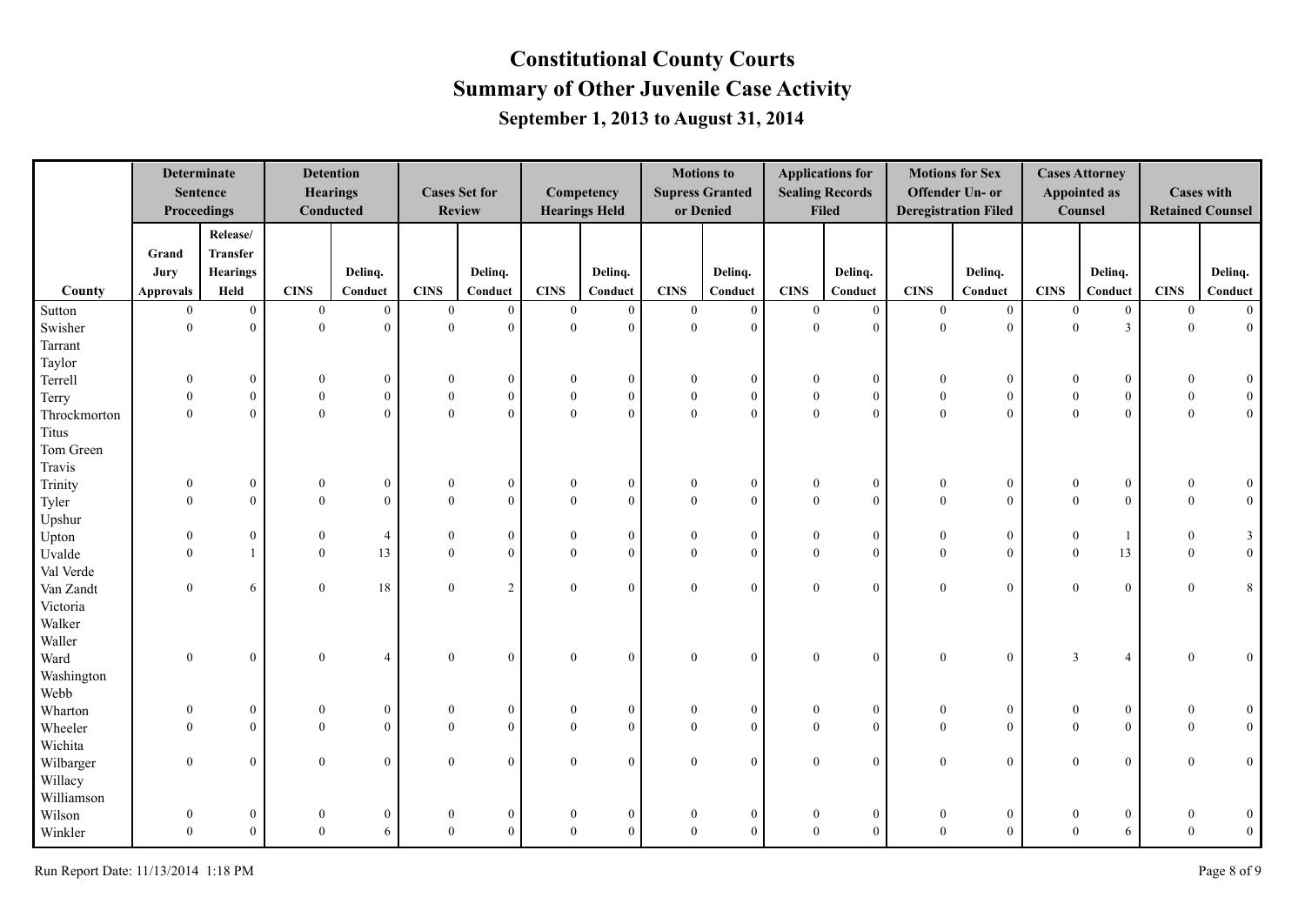# Constitutional County Courts

## Summary of Other Juvenile Case Activity

### September 1, 2013 to August 31, 2014

| County | Determinate Sentence Proceedings | | Detention Hearings Conducted | | Cases Set for Review | | Competency Hearings Held | | Motions to Supress Granted or Denied | | Applications for Sealing Records Filed | | Motions for Sex Offender Un- or Deregistration Filed | | Cases Attorney Appointed as Counsel | | Cases with Retained Counsel | |
|---|---|---|---|---|---|---|---|---|---|---|---|---|---|---|---|---|---|---|
| | Grand Jury Approvals | Release/ Transfer Hearings Held | CINS | Delinq. Conduct | CINS | Delinq. Conduct | CINS | Delinq. Conduct | CINS | Delinq. Conduct | CINS | Delinq. Conduct | CINS | Delinq. Conduct | CINS | Delinq. Conduct | CINS | Delinq. Conduct |
| Sutton | 0 | 0 | 0 | 0 | 0 | 0 | 0 | 0 | 0 | 0 | 0 | 0 | 0 | 0 | 0 | 0 | 0 | 0 |
| Swisher | 0 | 0 | 0 | 0 | 0 | 0 | 0 | 0 | 0 | 0 | 0 | 0 | 0 | 0 | 0 | 3 | 0 | 0 |
| Tarrant | | | | | | | | | | | | | | | | | | |
| Taylor | | | | | | | | | | | | | | | | | | |
| Terrell | 0 | 0 | 0 | 0 | 0 | 0 | 0 | 0 | 0 | 0 | 0 | 0 | 0 | 0 | 0 | 0 | 0 | 0 |
| Terry | 0 | 0 | 0 | 0 | 0 | 0 | 0 | 0 | 0 | 0 | 0 | 0 | 0 | 0 | 0 | 0 | 0 | 0 |
| Throckmorton | 0 | 0 | 0 | 0 | 0 | 0 | 0 | 0 | 0 | 0 | 0 | 0 | 0 | 0 | 0 | 0 | 0 | 0 |
| Titus | | | | | | | | | | | | | | | | | | |
| Tom Green | | | | | | | | | | | | | | | | | | |
| Travis | | | | | | | | | | | | | | | | | | |
| Trinity | 0 | 0 | 0 | 0 | 0 | 0 | 0 | 0 | 0 | 0 | 0 | 0 | 0 | 0 | 0 | 0 | 0 | 0 |
| Tyler | 0 | 0 | 0 | 0 | 0 | 0 | 0 | 0 | 0 | 0 | 0 | 0 | 0 | 0 | 0 | 0 | 0 | 0 |
| Upshur | | | | | | | | | | | | | | | | | | |
| Upton | 0 | 0 | 0 | 4 | 0 | 0 | 0 | 0 | 0 | 0 | 0 | 0 | 0 | 0 | 0 | 1 | 0 | 3 |
| Uvalde | 0 | 1 | 0 | 13 | 0 | 0 | 0 | 0 | 0 | 0 | 0 | 0 | 0 | 0 | 0 | 13 | 0 | 0 |
| Val Verde | | | | | | | | | | | | | | | | | | |
| Van Zandt | 0 | 6 | 0 | 18 | 0 | 2 | 0 | 0 | 0 | 0 | 0 | 0 | 0 | 0 | 0 | 0 | 0 | 8 |
| Victoria | | | | | | | | | | | | | | | | | | |
| Walker | | | | | | | | | | | | | | | | | | |
| Waller | | | | | | | | | | | | | | | | | | |
| Ward | 0 | 0 | 0 | 4 | 0 | 0 | 0 | 0 | 0 | 0 | 0 | 0 | 0 | 0 | 3 | 4 | 0 | 0 |
| Washington | | | | | | | | | | | | | | | | | | |
| Webb | | | | | | | | | | | | | | | | | | |
| Wharton | 0 | 0 | 0 | 0 | 0 | 0 | 0 | 0 | 0 | 0 | 0 | 0 | 0 | 0 | 0 | 0 | 0 | 0 |
| Wheeler | 0 | 0 | 0 | 0 | 0 | 0 | 0 | 0 | 0 | 0 | 0 | 0 | 0 | 0 | 0 | 0 | 0 | 0 |
| Wichita | | | | | | | | | | | | | | | | | | |
| Wilbarger | 0 | 0 | 0 | 0 | 0 | 0 | 0 | 0 | 0 | 0 | 0 | 0 | 0 | 0 | 0 | 0 | 0 | 0 |
| Willacy | | | | | | | | | | | | | | | | | | |
| Williamson | | | | | | | | | | | | | | | | | | |
| Wilson | 0 | 0 | 0 | 0 | 0 | 0 | 0 | 0 | 0 | 0 | 0 | 0 | 0 | 0 | 0 | 0 | 0 | 0 |
| Winkler | 0 | 0 | 0 | 6 | 0 | 0 | 0 | 0 | 0 | 0 | 0 | 0 | 0 | 0 | 0 | 6 | 0 | 0 |

Run Report Date: 11/13/2014 1:18 PM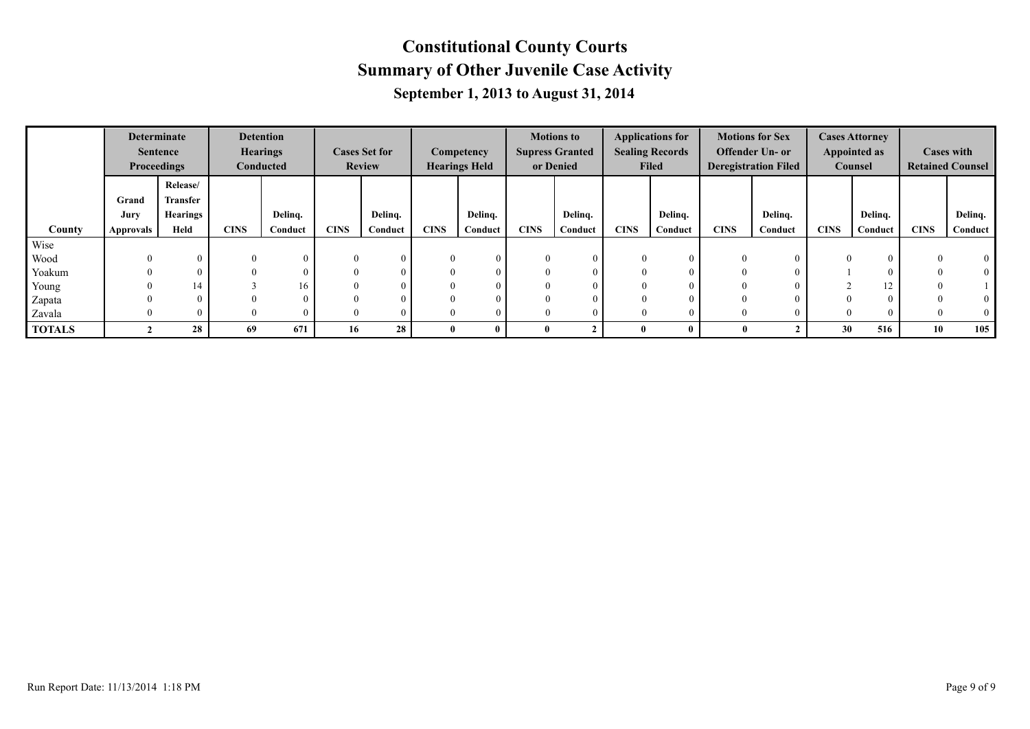# Constitutional County Courts

## Summary of Other Juvenile Case Activity

### September 1, 2013 to August 31, 2014

| | Determinate Sentence Proceedings | | Detention Hearings Conducted | | Cases Set for Review | | Competency Hearings Held | | Motions to Suppress Granted or Denied | | Applications for Sealing Records Filed | | Motions for Sex Offender Un- or Deregistration Filed | | Cases Attorney Appointed as Counsel | | Cases with Retained Counsel | |
|---|---|---|---|---|---|---|---|---|---|---|---|---|---|---|---|---|---|---|
| County | Grand Jury Approvals | Release/ Transfer Hearings Held | CINS | Delinq. Conduct | CINS | Delinq. Conduct | CINS | Delinq. Conduct | CINS | Delinq. Conduct | CINS | Delinq. Conduct | CINS | Delinq. Conduct | CINS | Delinq. Conduct | CINS | Delinq. Conduct |
| Wise | | | | | | | | | | | | | | | | | | |
| Wood | 0 | 0 | 0 | 0 | 0 | 0 | 0 | 0 | 0 | 0 | 0 | 0 | 0 | 0 | 0 | 0 | 0 | 0 |
| Yoakum | 0 | 0 | 0 | 0 | 0 | 0 | 0 | 0 | 0 | 0 | 0 | 0 | 0 | 0 | 1 | 0 | 0 | 0 |
| Young | 0 | 14 | 3 | 16 | 0 | 0 | 0 | 0 | 0 | 0 | 0 | 0 | 0 | 0 | 2 | 12 | 0 | 1 |
| Zapata | 0 | 0 | 0 | 0 | 0 | 0 | 0 | 0 | 0 | 0 | 0 | 0 | 0 | 0 | 0 | 0 | 0 | 0 |
| Zavala | 0 | 0 | 0 | 0 | 0 | 0 | 0 | 0 | 0 | 0 | 0 | 0 | 0 | 0 | 0 | 0 | 0 | 0 |
| **TOTALS** | **2** | **28** | **69** | **671** | **16** | **28** | **0** | **0** | **0** | **2** | **0** | **0** | **0** | **2** | **30** | **516** | **10** | **105** |

Run Report Date: 11/13/2014 1:18 PM